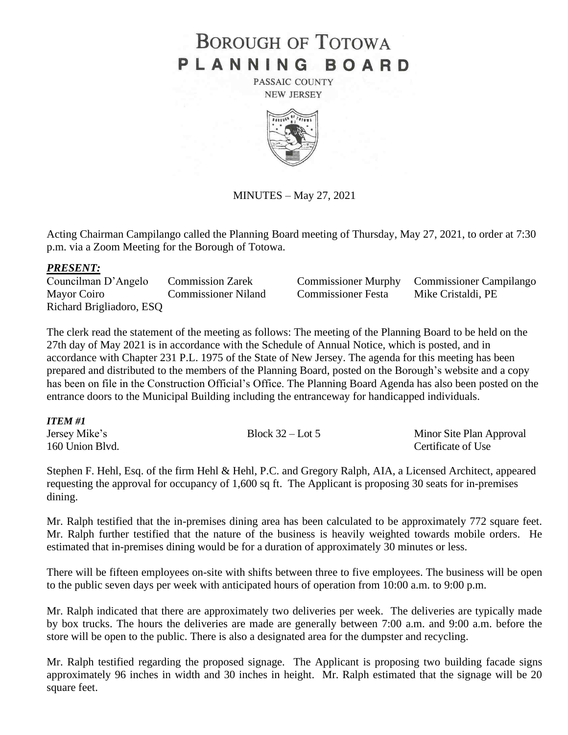# BOROUGH OF TOTOWA
# PLANNING BOARD

PASSAIC COUNTY
NEW JERSEY

MINUTES – May 27, 2021

Acting Chairman Campilango called the Planning Board meeting of Thursday, May 27, 2021, to order at 7:30 p.m. via a Zoom Meeting for the Borough of Totowa.

***PRESENT:***

| | | | |
|---|---|---|---|
| Councilman D'Angelo | Commission Zarek | Commissioner Murphy | Commissioner Campilango |
| Mayor Coiro | Commissioner Niland | Commissioner Festa | Mike Cristaldi, PE |
| Richard Brigliadoro, ESQ | | | |

The clerk read the statement of the meeting as follows: The meeting of the Planning Board to be held on the 27th day of May 2021 is in accordance with the Schedule of Annual Notice, which is posted, and in accordance with Chapter 231 P.L. 1975 of the State of New Jersey. The agenda for this meeting has been prepared and distributed to the members of the Planning Board, posted on the Borough's website and a copy has been on file in the Construction Official's Office. The Planning Board Agenda has also been posted on the entrance doors to the Municipal Building including the entranceway for handicapped individuals.

***ITEM #1***

| | | |
|---|---|---|
| Jersey Mike's | Block 32 – Lot 5 | Minor Site Plan Approval |
| 160 Union Blvd. | | Certificate of Use |

Stephen F. Hehl, Esq. of the firm Hehl & Hehl, P.C. and Gregory Ralph, AIA, a Licensed Architect, appeared requesting the approval for occupancy of 1,600 sq ft. The Applicant is proposing 30 seats for in-premises dining.

Mr. Ralph testified that the in-premises dining area has been calculated to be approximately 772 square feet. Mr. Ralph further testified that the nature of the business is heavily weighted towards mobile orders. He estimated that in-premises dining would be for a duration of approximately 30 minutes or less.

There will be fifteen employees on-site with shifts between three to five employees. The business will be open to the public seven days per week with anticipated hours of operation from 10:00 a.m. to 9:00 p.m.

Mr. Ralph indicated that there are approximately two deliveries per week. The deliveries are typically made by box trucks. The hours the deliveries are made are generally between 7:00 a.m. and 9:00 a.m. before the store will be open to the public. There is also a designated area for the dumpster and recycling.

Mr. Ralph testified regarding the proposed signage. The Applicant is proposing two building facade signs approximately 96 inches in width and 30 inches in height. Mr. Ralph estimated that the signage will be 20 square feet.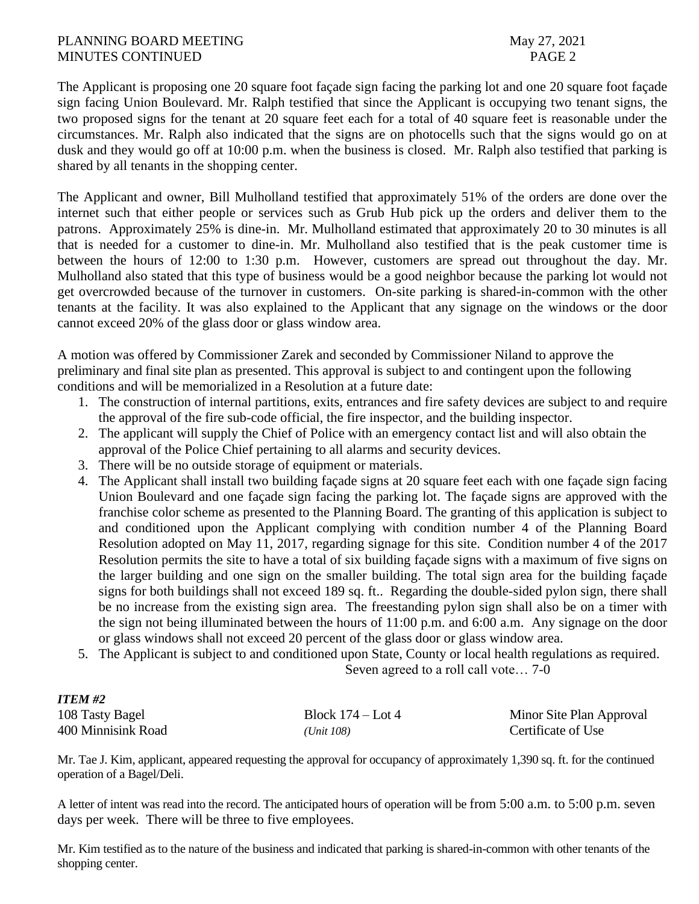The Applicant is proposing one 20 square foot façade sign facing the parking lot and one 20 square foot façade sign facing Union Boulevard. Mr. Ralph testified that since the Applicant is occupying two tenant signs, the two proposed signs for the tenant at 20 square feet each for a total of 40 square feet is reasonable under the circumstances. Mr. Ralph also indicated that the signs are on photocells such that the signs would go on at dusk and they would go off at 10:00 p.m. when the business is closed. Mr. Ralph also testified that parking is shared by all tenants in the shopping center.

The Applicant and owner, Bill Mulholland testified that approximately 51% of the orders are done over the internet such that either people or services such as Grub Hub pick up the orders and deliver them to the patrons. Approximately 25% is dine-in. Mr. Mulholland estimated that approximately 20 to 30 minutes is all that is needed for a customer to dine-in. Mr. Mulholland also testified that is the peak customer time is between the hours of 12:00 to 1:30 p.m. However, customers are spread out throughout the day. Mr. Mulholland also stated that this type of business would be a good neighbor because the parking lot would not get overcrowded because of the turnover in customers. On-site parking is shared-in-common with the other tenants at the facility. It was also explained to the Applicant that any signage on the windows or the door cannot exceed 20% of the glass door or glass window area.

A motion was offered by Commissioner Zarek and seconded by Commissioner Niland to approve the preliminary and final site plan as presented. This approval is subject to and contingent upon the following conditions and will be memorialized in a Resolution at a future date:

1. The construction of internal partitions, exits, entrances and fire safety devices are subject to and require the approval of the fire sub-code official, the fire inspector, and the building inspector.
2. The applicant will supply the Chief of Police with an emergency contact list and will also obtain the approval of the Police Chief pertaining to all alarms and security devices.
3. There will be no outside storage of equipment or materials.
4. The Applicant shall install two building façade signs at 20 square feet each with one façade sign facing Union Boulevard and one façade sign facing the parking lot. The façade signs are approved with the franchise color scheme as presented to the Planning Board. The granting of this application is subject to and conditioned upon the Applicant complying with condition number 4 of the Planning Board Resolution adopted on May 11, 2017, regarding signage for this site. Condition number 4 of the 2017 Resolution permits the site to have a total of six building façade signs with a maximum of five signs on the larger building and one sign on the smaller building. The total sign area for the building façade signs for both buildings shall not exceed 189 sq. ft.. Regarding the double-sided pylon sign, there shall be no increase from the existing sign area. The freestanding pylon sign shall also be on a timer with the sign not being illuminated between the hours of 11:00 p.m. and 6:00 a.m. Any signage on the door or glass windows shall not exceed 20 percent of the glass door or glass window area.
5. The Applicant is subject to and conditioned upon State, County or local health regulations as required.

Seven agreed to a roll call vote… 7-0

***ITEM #2***

| | | |
|---|---|---|
| 108 Tasty Bagel | Block 174 – Lot 4 | Minor Site Plan Approval |
| 400 Minnisink Road | *(Unit 108)* | Certificate of Use |

Mr. Tae J. Kim, applicant, appeared requesting the approval for occupancy of approximately 1,390 sq. ft. for the continued operation of a Bagel/Deli.

A letter of intent was read into the record. The anticipated hours of operation will be from 5:00 a.m. to 5:00 p.m. seven days per week. There will be three to five employees.

Mr. Kim testified as to the nature of the business and indicated that parking is shared-in-common with other tenants of the shopping center.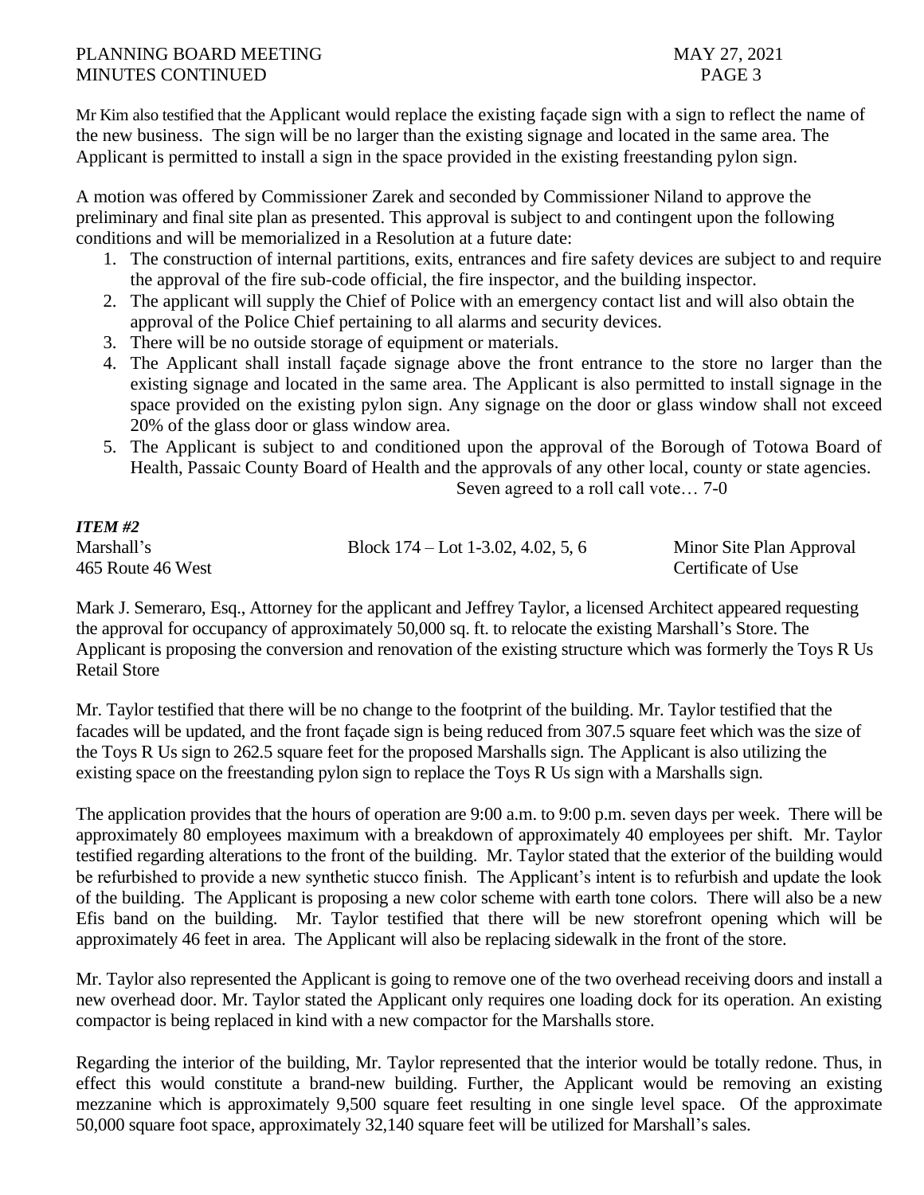Mr Kim also testified that the Applicant would replace the existing façade sign with a sign to reflect the name of the new business. The sign will be no larger than the existing signage and located in the same area. The Applicant is permitted to install a sign in the space provided in the existing freestanding pylon sign.

A motion was offered by Commissioner Zarek and seconded by Commissioner Niland to approve the preliminary and final site plan as presented. This approval is subject to and contingent upon the following conditions and will be memorialized in a Resolution at a future date:

1. The construction of internal partitions, exits, entrances and fire safety devices are subject to and require the approval of the fire sub-code official, the fire inspector, and the building inspector.
2. The applicant will supply the Chief of Police with an emergency contact list and will also obtain the approval of the Police Chief pertaining to all alarms and security devices.
3. There will be no outside storage of equipment or materials.
4. The Applicant shall install façade signage above the front entrance to the store no larger than the existing signage and located in the same area. The Applicant is also permitted to install signage in the space provided on the existing pylon sign. Any signage on the door or glass window shall not exceed 20% of the glass door or glass window area.
5. The Applicant is subject to and conditioned upon the approval of the Borough of Totowa Board of Health, Passaic County Board of Health and the approvals of any other local, county or state agencies.

Seven agreed to a roll call vote… 7-0

***ITEM #2***

| | | |
|---|---|---|
| Marshall's | Block 174 – Lot 1-3.02, 4.02, 5, 6 | Minor Site Plan Approval |
| 465 Route 46 West | | Certificate of Use |

Mark J. Semeraro, Esq., Attorney for the applicant and Jeffrey Taylor, a licensed Architect appeared requesting the approval for occupancy of approximately 50,000 sq. ft. to relocate the existing Marshall's Store. The Applicant is proposing the conversion and renovation of the existing structure which was formerly the Toys R Us Retail Store

Mr. Taylor testified that there will be no change to the footprint of the building. Mr. Taylor testified that the facades will be updated, and the front façade sign is being reduced from 307.5 square feet which was the size of the Toys R Us sign to 262.5 square feet for the proposed Marshalls sign. The Applicant is also utilizing the existing space on the freestanding pylon sign to replace the Toys R Us sign with a Marshalls sign.

The application provides that the hours of operation are 9:00 a.m. to 9:00 p.m. seven days per week. There will be approximately 80 employees maximum with a breakdown of approximately 40 employees per shift. Mr. Taylor testified regarding alterations to the front of the building. Mr. Taylor stated that the exterior of the building would be refurbished to provide a new synthetic stucco finish. The Applicant's intent is to refurbish and update the look of the building. The Applicant is proposing a new color scheme with earth tone colors. There will also be a new Efis band on the building. Mr. Taylor testified that there will be new storefront opening which will be approximately 46 feet in area. The Applicant will also be replacing sidewalk in the front of the store.

Mr. Taylor also represented the Applicant is going to remove one of the two overhead receiving doors and install a new overhead door. Mr. Taylor stated the Applicant only requires one loading dock for its operation. An existing compactor is being replaced in kind with a new compactor for the Marshalls store.

Regarding the interior of the building, Mr. Taylor represented that the interior would be totally redone. Thus, in effect this would constitute a brand-new building. Further, the Applicant would be removing an existing mezzanine which is approximately 9,500 square feet resulting in one single level space. Of the approximate 50,000 square foot space, approximately 32,140 square feet will be utilized for Marshall's sales.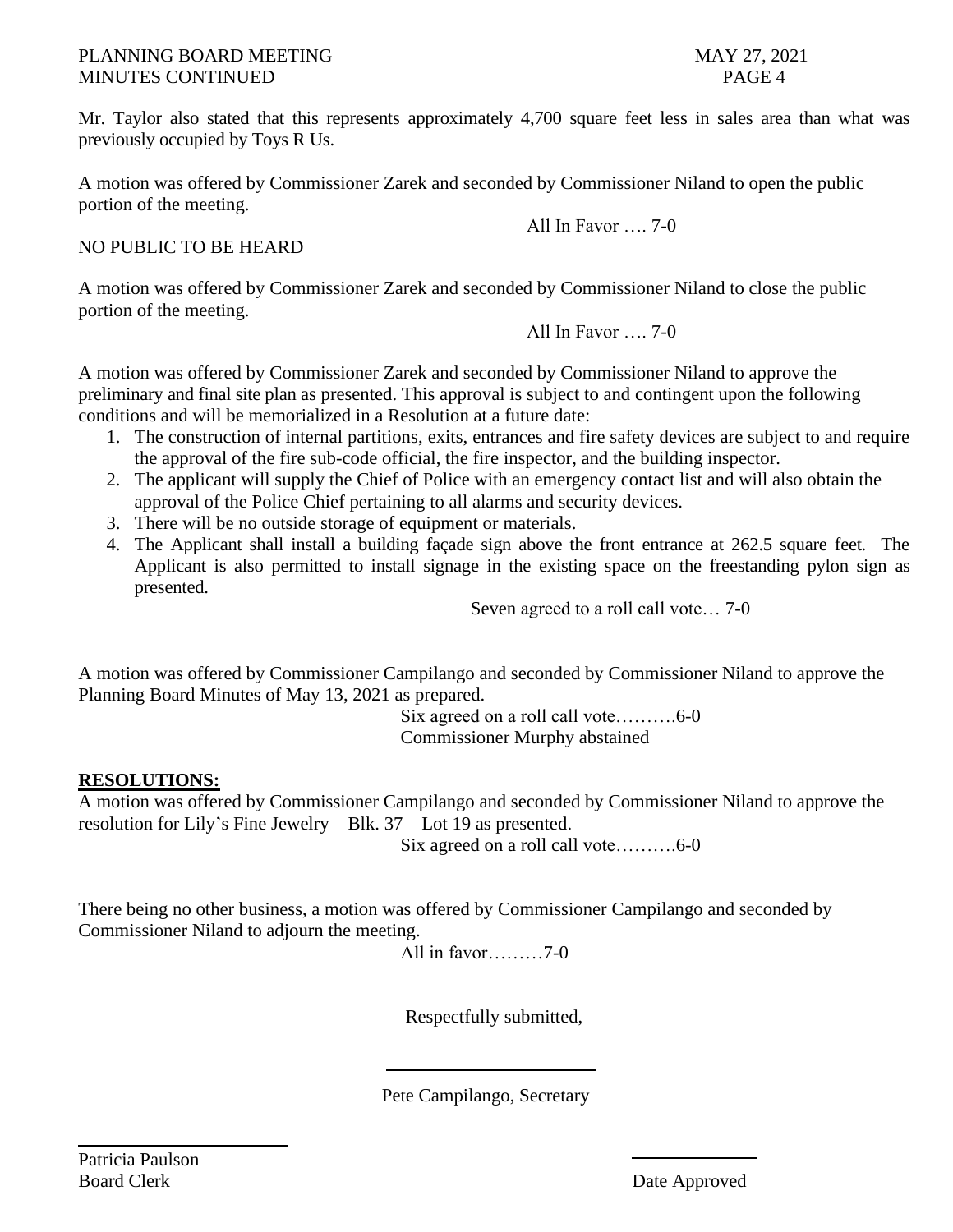Mr. Taylor also stated that this represents approximately 4,700 square feet less in sales area than what was previously occupied by Toys R Us.

A motion was offered by Commissioner Zarek and seconded by Commissioner Niland to open the public portion of the meeting.

All In Favor …. 7-0

NO PUBLIC TO BE HEARD

A motion was offered by Commissioner Zarek and seconded by Commissioner Niland to close the public portion of the meeting.

All In Favor …. 7-0

A motion was offered by Commissioner Zarek and seconded by Commissioner Niland to approve the preliminary and final site plan as presented. This approval is subject to and contingent upon the following conditions and will be memorialized in a Resolution at a future date:

1. The construction of internal partitions, exits, entrances and fire safety devices are subject to and require the approval of the fire sub-code official, the fire inspector, and the building inspector.
2. The applicant will supply the Chief of Police with an emergency contact list and will also obtain the approval of the Police Chief pertaining to all alarms and security devices.
3. There will be no outside storage of equipment or materials.
4. The Applicant shall install a building façade sign above the front entrance at 262.5 square feet. The Applicant is also permitted to install signage in the existing space on the freestanding pylon sign as presented.

Seven agreed to a roll call vote… 7-0

A motion was offered by Commissioner Campilango and seconded by Commissioner Niland to approve the Planning Board Minutes of May 13, 2021 as prepared.

Six agreed on a roll call vote……….6-0
Commissioner Murphy abstained

**RESOLUTIONS:**

A motion was offered by Commissioner Campilango and seconded by Commissioner Niland to approve the resolution for Lily's Fine Jewelry – Blk. 37 – Lot 19 as presented.

Six agreed on a roll call vote……….6-0

There being no other business, a motion was offered by Commissioner Campilango and seconded by Commissioner Niland to adjourn the meeting.

All in favor………7-0

Respectfully submitted,

Pete Campilango, Secretary

Patricia Paulson
Board Clerk

Date Approved